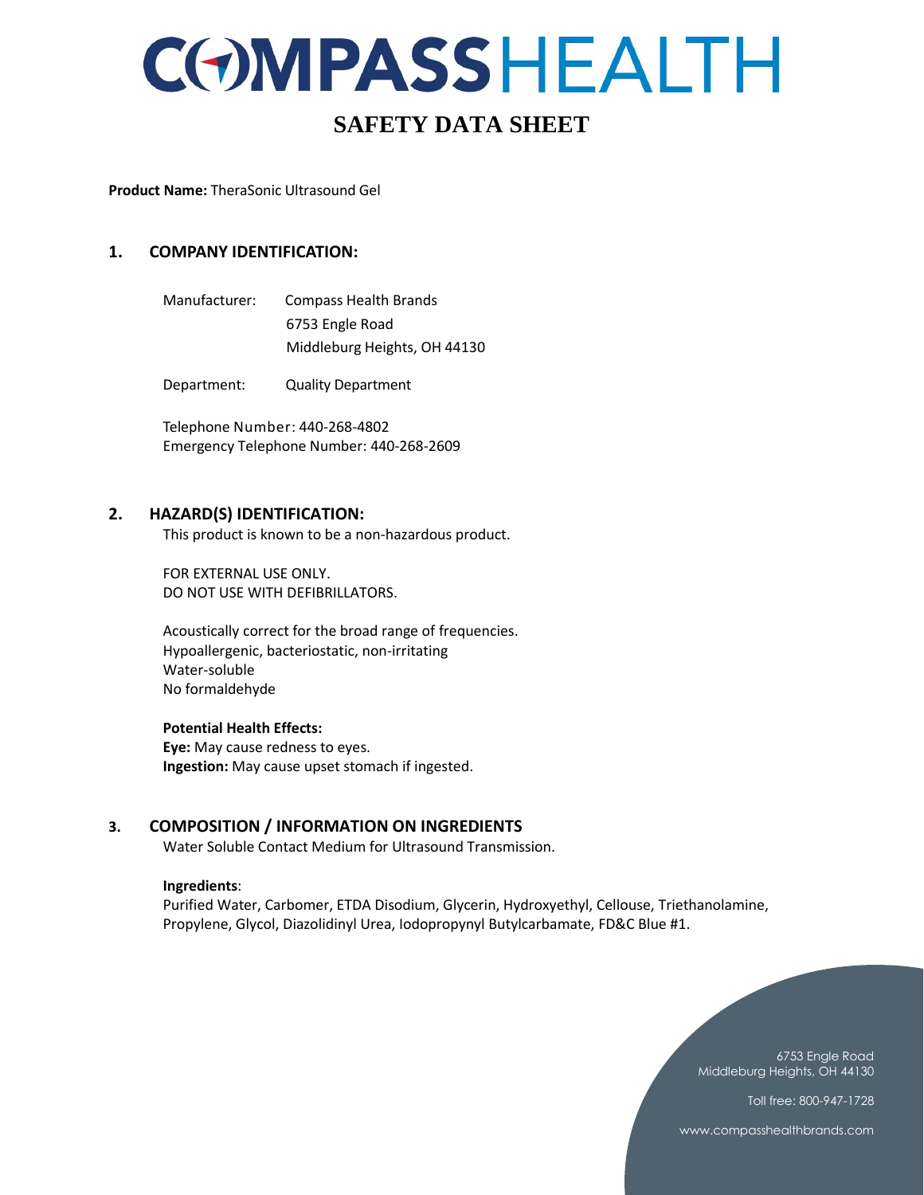# COMPASSHEALTH

# SAFETY DATA SHEET

**Product Name:** TheraSonic Ultrasound Gel

## 1. COMPANY IDENTIFICATION:

Manufacturer: Compass Health Brands
6753 Engle Road
Middleburg Heights, OH 44130

Department: Quality Department

Telephone Number: 440-268-4802
Emergency Telephone Number: 440-268-2609

## 2. HAZARD(S) IDENTIFICATION:

This product is known to be a non-hazardous product.

FOR EXTERNAL USE ONLY.
DO NOT USE WITH DEFIBRILLATORS.

Acoustically correct for the broad range of frequencies.
Hypoallergenic, bacteriostatic, non-irritating
Water-soluble
No formaldehyde

**Potential Health Effects:**
**Eye:** May cause redness to eyes.
**Ingestion:** May cause upset stomach if ingested.

## 3. COMPOSITION / INFORMATION ON INGREDIENTS

Water Soluble Contact Medium for Ultrasound Transmission.

**Ingredients**:
Purified Water, Carbomer, ETDA Disodium, Glycerin, Hydroxyethyl, Cellouse, Triethanolamine, Propylene, Glycol, Diazolidinyl Urea, Iodopropynyl Butylcarbamate, FD&C Blue #1.

6753 Engle Road
Middleburg Heights, OH 44130

Toll free: 800-947-1728

www.compasshealthbrands.com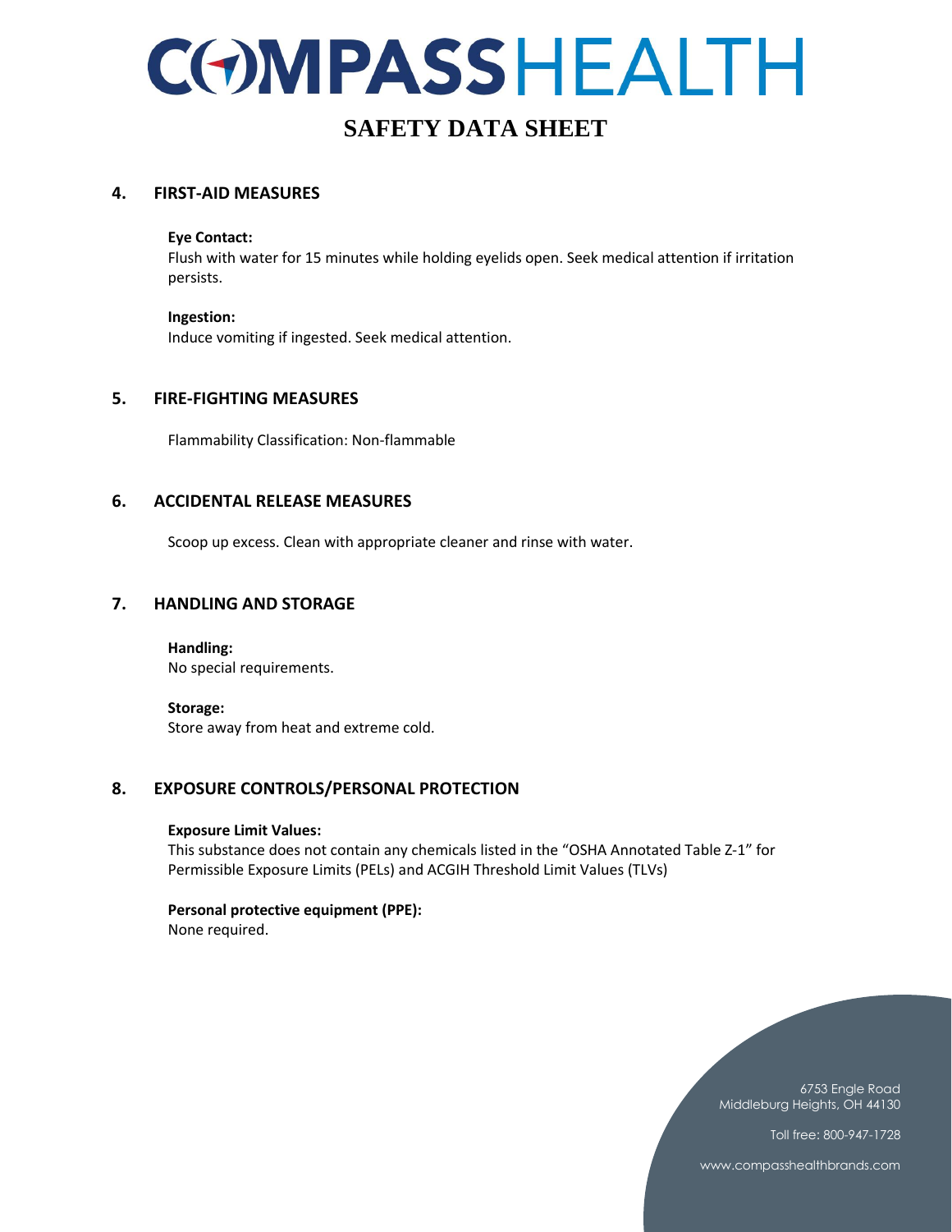## 4. FIRST-AID MEASURES

**Eye Contact:**
Flush with water for 15 minutes while holding eyelids open. Seek medical attention if irritation persists.

**Ingestion:**
Induce vomiting if ingested. Seek medical attention.

## 5. FIRE-FIGHTING MEASURES

Flammability Classification: Non-flammable

## 6. ACCIDENTAL RELEASE MEASURES

Scoop up excess. Clean with appropriate cleaner and rinse with water.

## 7. HANDLING AND STORAGE

**Handling:**
No special requirements.

**Storage:**
Store away from heat and extreme cold.

## 8. EXPOSURE CONTROLS/PERSONAL PROTECTION

**Exposure Limit Values:**
This substance does not contain any chemicals listed in the "OSHA Annotated Table Z-1" for Permissible Exposure Limits (PELs) and ACGIH Threshold Limit Values (TLVs)

**Personal protective equipment (PPE):**
None required.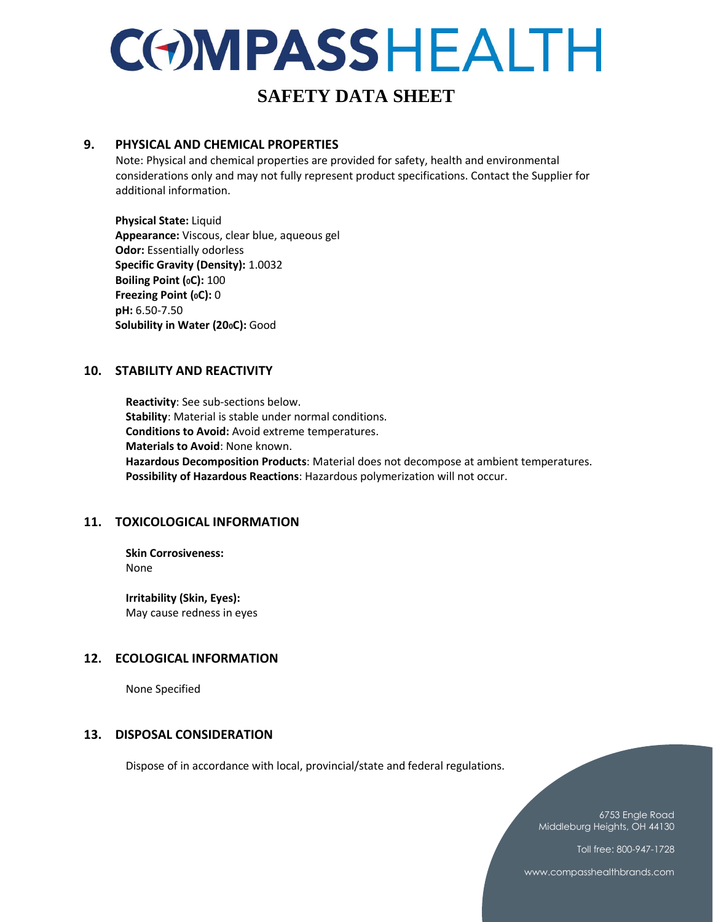# SAFETY DATA SHEET

## 9. PHYSICAL AND CHEMICAL PROPERTIES

Note: Physical and chemical properties are provided for safety, health and environmental considerations only and may not fully represent product specifications. Contact the Supplier for additional information.

**Physical State:** Liquid
**Appearance:** Viscous, clear blue, aqueous gel
**Odor:** Essentially odorless
**Specific Gravity (Density):** 1.0032
**Boiling Point (°C):** 100
**Freezing Point (°C):** 0
**pH:** 6.50-7.50
**Solubility in Water (20°C):** Good

## 10. STABILITY AND REACTIVITY

**Reactivity**: See sub-sections below.
**Stability**: Material is stable under normal conditions.
**Conditions to Avoid:** Avoid extreme temperatures.
**Materials to Avoid**: None known.
**Hazardous Decomposition Products**: Material does not decompose at ambient temperatures.
**Possibility of Hazardous Reactions**: Hazardous polymerization will not occur.

## 11. TOXICOLOGICAL INFORMATION

**Skin Corrosiveness:**
None

**Irritability (Skin, Eyes):**
May cause redness in eyes

## 12. ECOLOGICAL INFORMATION

None Specified

## 13. DISPOSAL CONSIDERATION

Dispose of in accordance with local, provincial/state and federal regulations.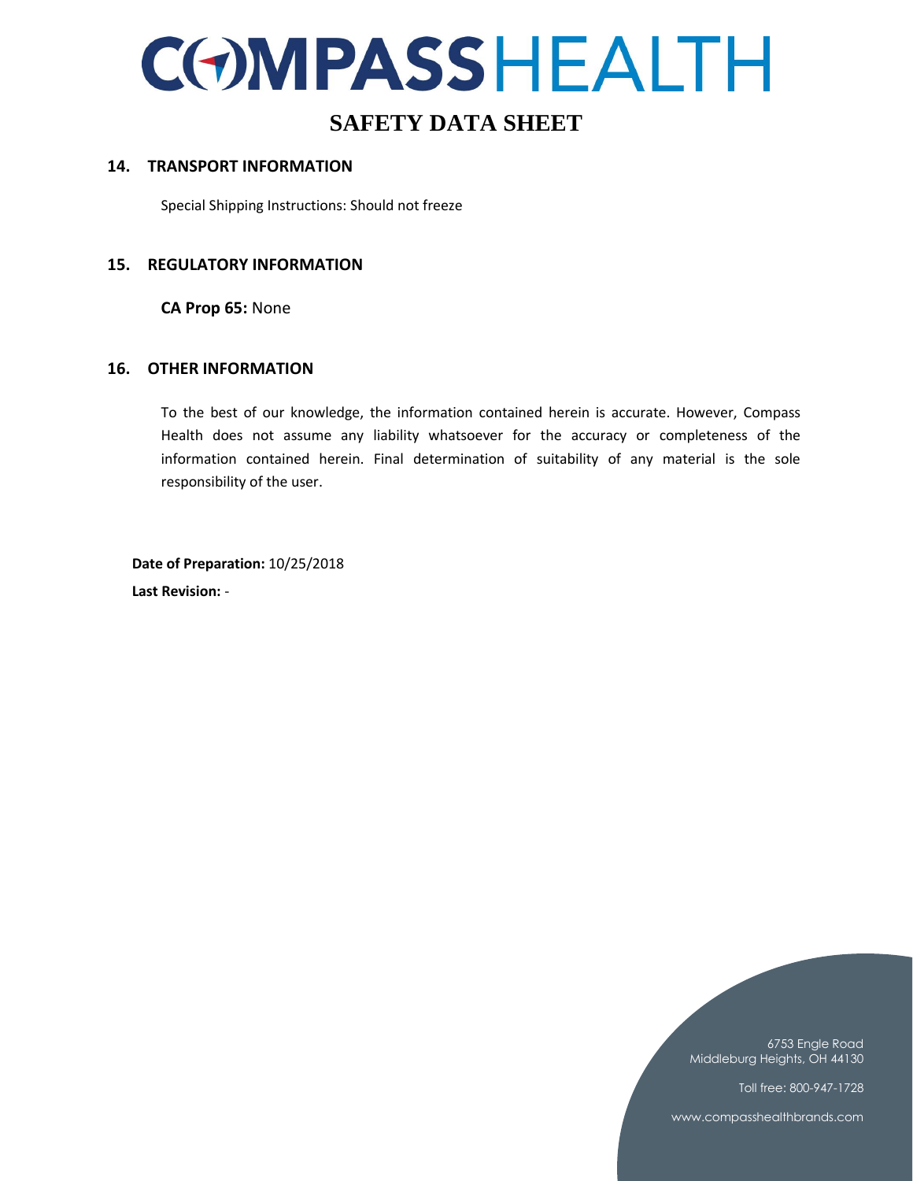# COMPASSHEALTH

# SAFETY DATA SHEET

## 14. TRANSPORT INFORMATION

Special Shipping Instructions: Should not freeze

## 15. REGULATORY INFORMATION

**CA Prop 65:** None

## 16. OTHER INFORMATION

To the best of our knowledge, the information contained herein is accurate. However, Compass Health does not assume any liability whatsoever for the accuracy or completeness of the information contained herein. Final determination of suitability of any material is the sole responsibility of the user.

**Date of Preparation:** 10/25/2018

**Last Revision:** -

6753 Engle Road
Middleburg Heights, OH 44130

Toll free: 800-947-1728

www.compasshealthbrands.com